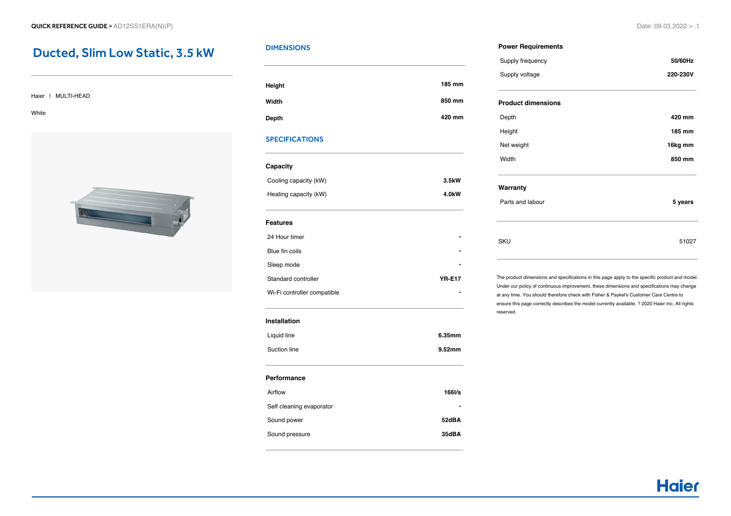QUICK REFERENCE GUIDE > AD12SS1ERA(N)(P)

Date: 09.03.2022

# Ducted, Slim Low Static, 3.5 kW

Haier I MULTI-HEAD

White

## DIMENSIONS

| | |
|---|---|
| **Height** | **185 mm** |
| **Width** | **850 mm** |
| **Depth** | **420 mm** |

## SPECIFICATIONS

### Capacity

| | |
|---|---|
| Cooling capacity (kW) | **3.5kW** |
| Heating capacity (kW) | **4.0kW** |

### Features

| | |
|---|---|
| 24 Hour timer | • |
| Blue fin coils | • |
| Sleep mode | • |
| Standard controller | **YR-E17** |
| Wi-Fi controller compatible | • |

### Installation

| | |
|---|---|
| Liquid line | **6.35mm** |
| Suction line | **9.52mm** |

### Performance

| | |
|---|---|
| Airflow | **166l/s** |
| Self cleaning evaporator | • |
| Sound power | **52dBA** |
| Sound pressure | **35dBA** |

### Power Requirements

| | |
|---|---|
| Supply frequency | **50/60Hz** |
| Supply voltage | **220-230V** |

### Product dimensions

| | |
|---|---|
| Depth | **420 mm** |
| Height | **185 mm** |
| Net weight | **16kg mm** |
| Width | **850 mm** |

### Warranty

| | |
|---|---|
| Parts and labour | **5 years** |

| | |
|---|---|
| SKU | 51027 |

The product dimensions and specifications in this page apply to the specific product and model. Under our policy of continuous improvement, these dimensions and specifications may change at any time. You should therefore check with Fisher & Paykel's Customer Care Centre to ensure this page correctly describes the model currently available. ? 2020 Haier Inc. All rights reserved.

Haier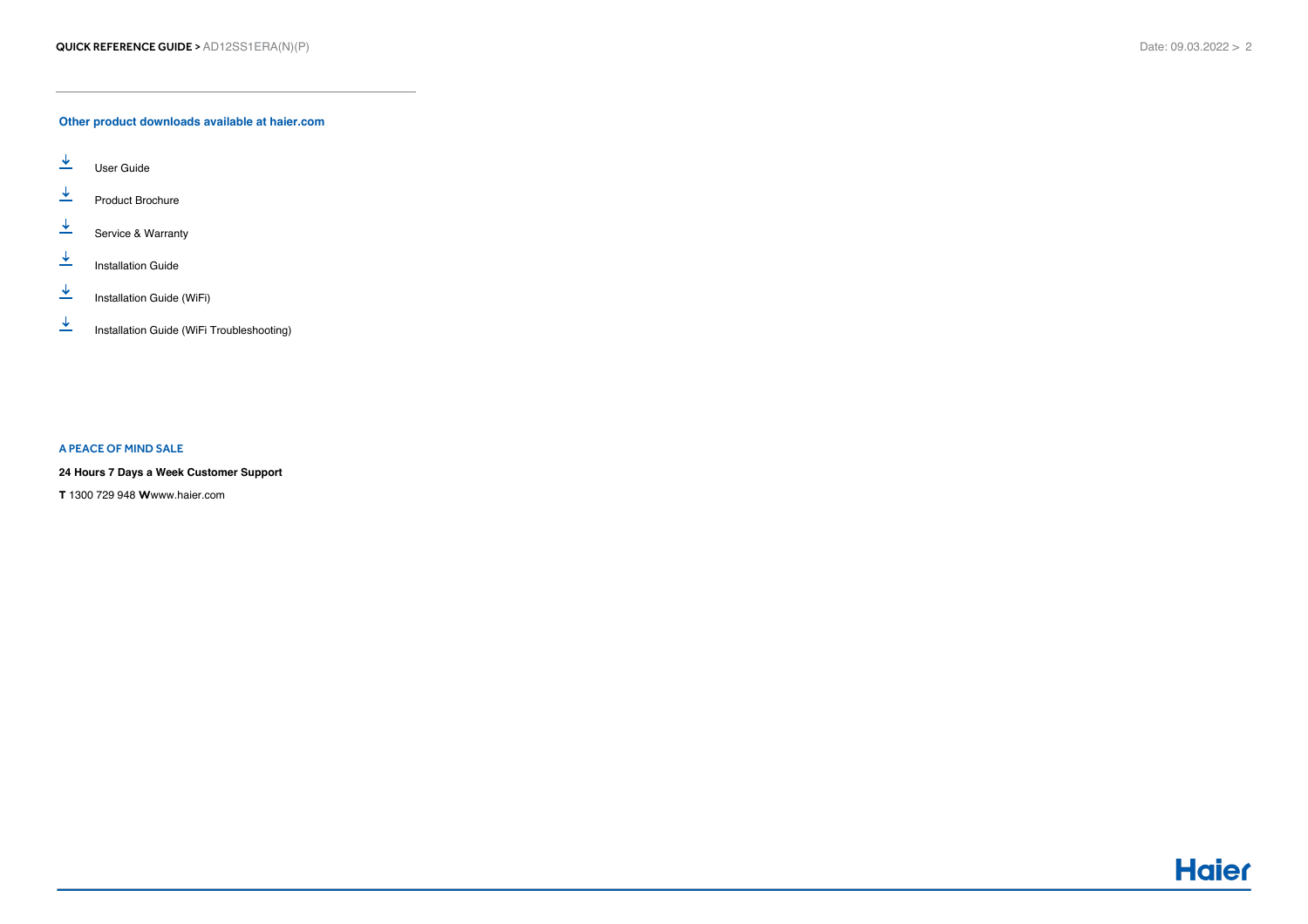### Other product downloads available at haier.com

- User Guide
- Product Brochure
- Service & Warranty
- Installation Guide
- Installation Guide (WiFi)
- Installation Guide (WiFi Troubleshooting)

### A PEACE OF MIND SALE

**24 Hours 7 Days a Week Customer Support**

**T** 1300 729 948 **W**www.haier.com